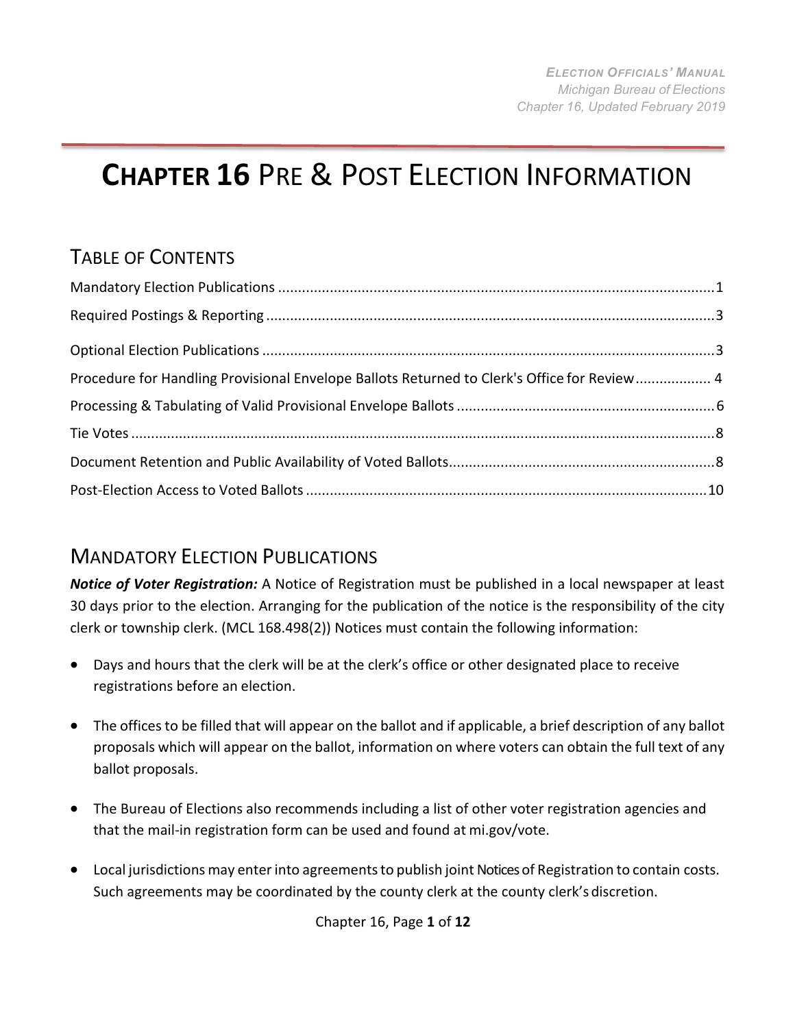# CHAPTER 16 PRE & POST ELECTION INFORMATION

## TABLE OF CONTENTS

Mandatory Election Publications ........................................................................................................1
Required Postings & Reporting ............................................................................................................3
Optional Election Publications .............................................................................................................3
Procedure for Handling Provisional Envelope Ballots Returned to Clerk's Office for Review .................. 4
Processing & Tabulating of Valid Provisional Envelope Ballots ...............................................................6
Tie Votes ...............................................................................................................................................8
Document Retention and Public Availability of Voted Ballots.................................................................8
Post-Election Access to Voted Ballots ...................................................................................................10

## MANDATORY ELECTION PUBLICATIONS

***Notice of Voter Registration:*** A Notice of Registration must be published in a local newspaper at least 30 days prior to the election. Arranging for the publication of the notice is the responsibility of the city clerk or township clerk. (MCL 168.498(2)) Notices must contain the following information:

- Days and hours that the clerk will be at the clerk's office or other designated place to receive registrations before an election.
- The offices to be filled that will appear on the ballot and if applicable, a brief description of any ballot proposals which will appear on the ballot, information on where voters can obtain the full text of any ballot proposals.
- The Bureau of Elections also recommends including a list of other voter registration agencies and that the mail-in registration form can be used and found at mi.gov/vote.
- Local jurisdictions may enter into agreements to publish joint Notices of Registration to contain costs. Such agreements may be coordinated by the county clerk at the county clerk's discretion.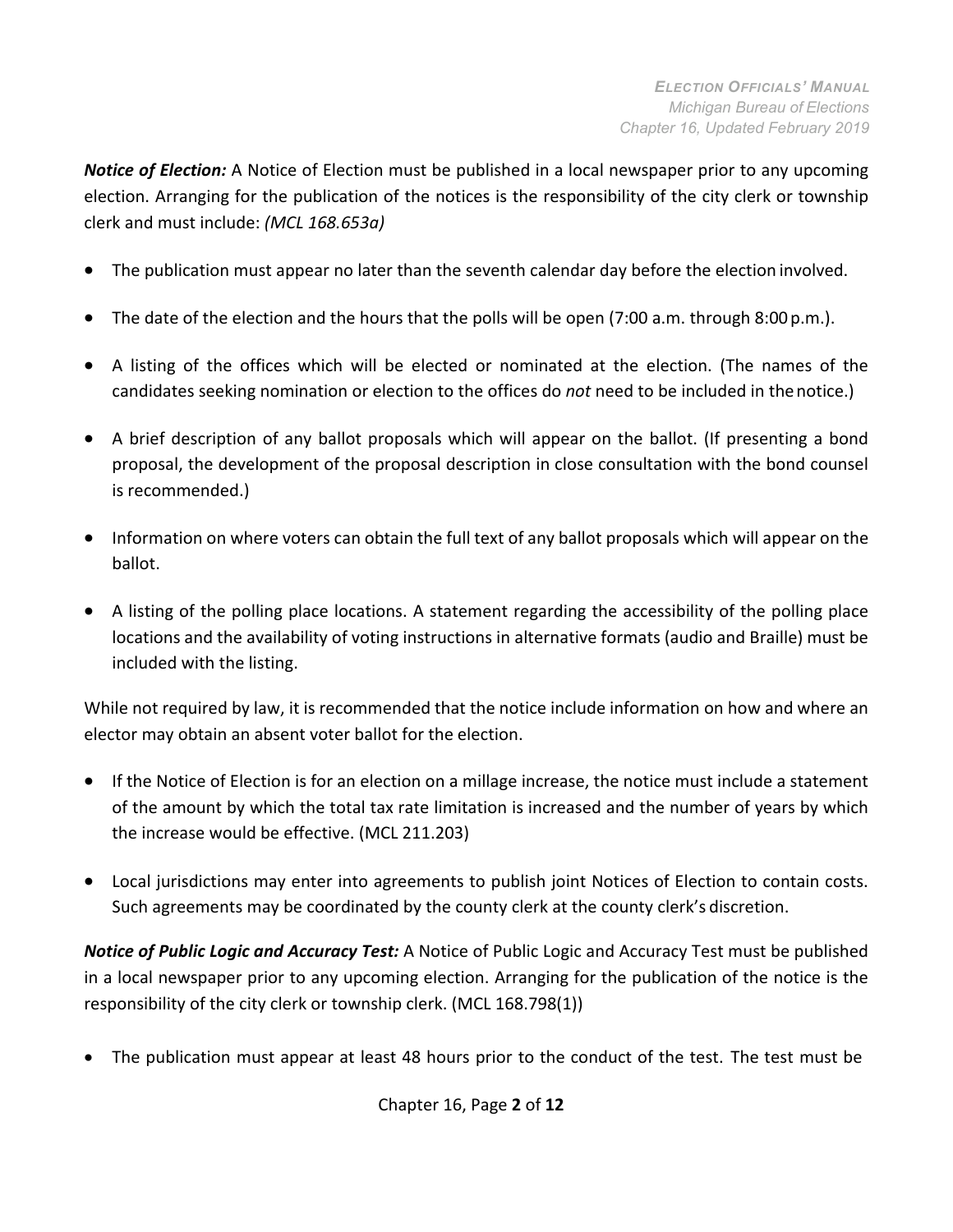***Notice of Election:*** A Notice of Election must be published in a local newspaper prior to any upcoming election. Arranging for the publication of the notices is the responsibility of the city clerk or township clerk and must include: *(MCL 168.653a)*

- The publication must appear no later than the seventh calendar day before the election involved.
- The date of the election and the hours that the polls will be open (7:00 a.m. through 8:00 p.m.).
- A listing of the offices which will be elected or nominated at the election. (The names of the candidates seeking nomination or election to the offices do *not* need to be included in the notice.)
- A brief description of any ballot proposals which will appear on the ballot. (If presenting a bond proposal, the development of the proposal description in close consultation with the bond counsel is recommended.)
- Information on where voters can obtain the full text of any ballot proposals which will appear on the ballot.
- A listing of the polling place locations. A statement regarding the accessibility of the polling place locations and the availability of voting instructions in alternative formats (audio and Braille) must be included with the listing.

While not required by law, it is recommended that the notice include information on how and where an elector may obtain an absent voter ballot for the election.

- If the Notice of Election is for an election on a millage increase, the notice must include a statement of the amount by which the total tax rate limitation is increased and the number of years by which the increase would be effective. (MCL 211.203)
- Local jurisdictions may enter into agreements to publish joint Notices of Election to contain costs. Such agreements may be coordinated by the county clerk at the county clerk's discretion.

***Notice of Public Logic and Accuracy Test:*** A Notice of Public Logic and Accuracy Test must be published in a local newspaper prior to any upcoming election. Arranging for the publication of the notice is the responsibility of the city clerk or township clerk. (MCL 168.798(1))

- The publication must appear at least 48 hours prior to the conduct of the test. The test must be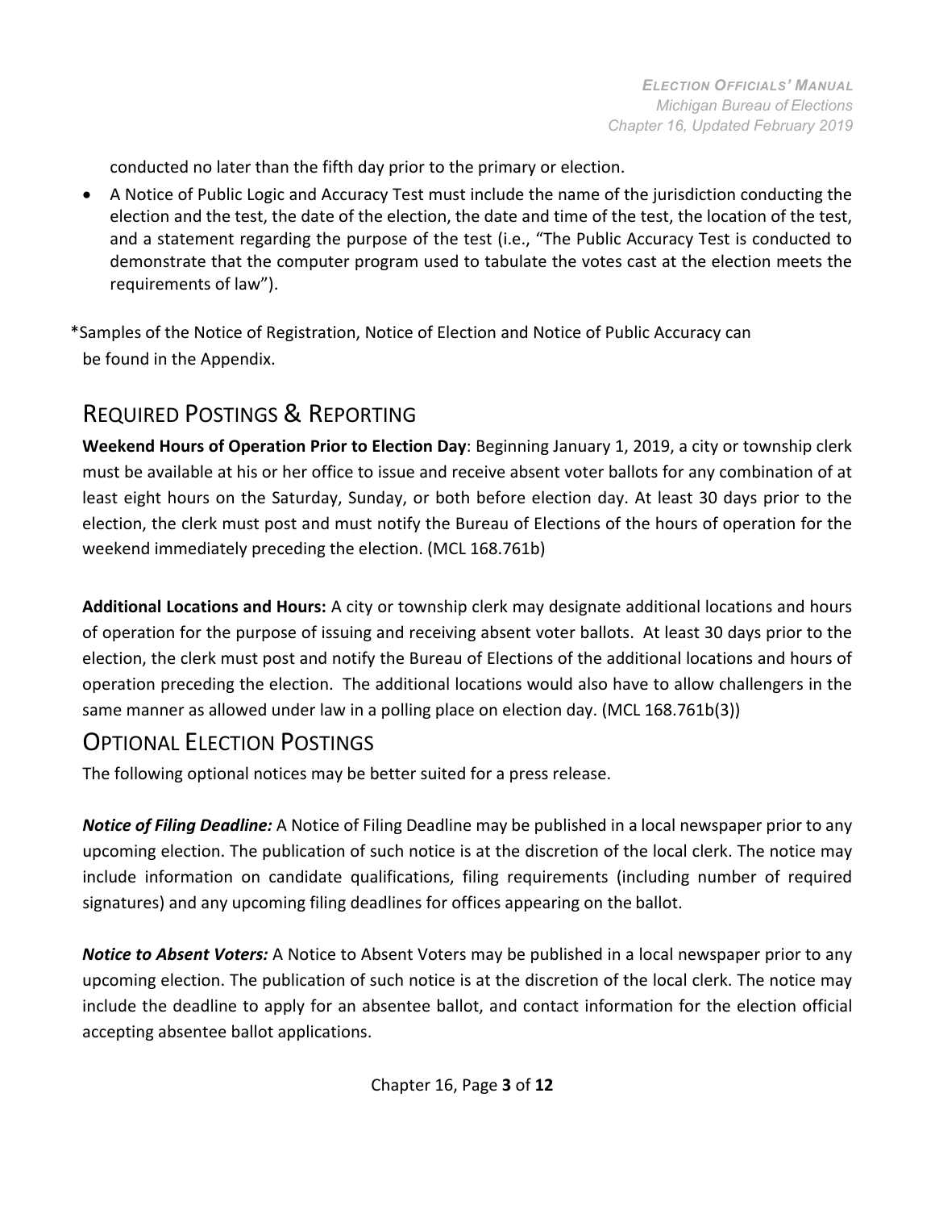conducted no later than the fifth day prior to the primary or election.

- A Notice of Public Logic and Accuracy Test must include the name of the jurisdiction conducting the election and the test, the date of the election, the date and time of the test, the location of the test, and a statement regarding the purpose of the test (i.e., "The Public Accuracy Test is conducted to demonstrate that the computer program used to tabulate the votes cast at the election meets the requirements of law").

*Samples of the Notice of Registration, Notice of Election and Notice of Public Accuracy can be found in the Appendix.

## Required Postings & Reporting

**Weekend Hours of Operation Prior to Election Day**: Beginning January 1, 2019, a city or township clerk must be available at his or her office to issue and receive absent voter ballots for any combination of at least eight hours on the Saturday, Sunday, or both before election day. At least 30 days prior to the election, the clerk must post and must notify the Bureau of Elections of the hours of operation for the weekend immediately preceding the election. (MCL 168.761b)

**Additional Locations and Hours:** A city or township clerk may designate additional locations and hours of operation for the purpose of issuing and receiving absent voter ballots. At least 30 days prior to the election, the clerk must post and notify the Bureau of Elections of the additional locations and hours of operation preceding the election. The additional locations would also have to allow challengers in the same manner as allowed under law in a polling place on election day. (MCL 168.761b(3))

## Optional Election Postings

The following optional notices may be better suited for a press release.

***Notice of Filing Deadline:*** A Notice of Filing Deadline may be published in a local newspaper prior to any upcoming election. The publication of such notice is at the discretion of the local clerk. The notice may include information on candidate qualifications, filing requirements (including number of required signatures) and any upcoming filing deadlines for offices appearing on the ballot.

***Notice to Absent Voters:*** A Notice to Absent Voters may be published in a local newspaper prior to any upcoming election. The publication of such notice is at the discretion of the local clerk. The notice may include the deadline to apply for an absentee ballot, and contact information for the election official accepting absentee ballot applications.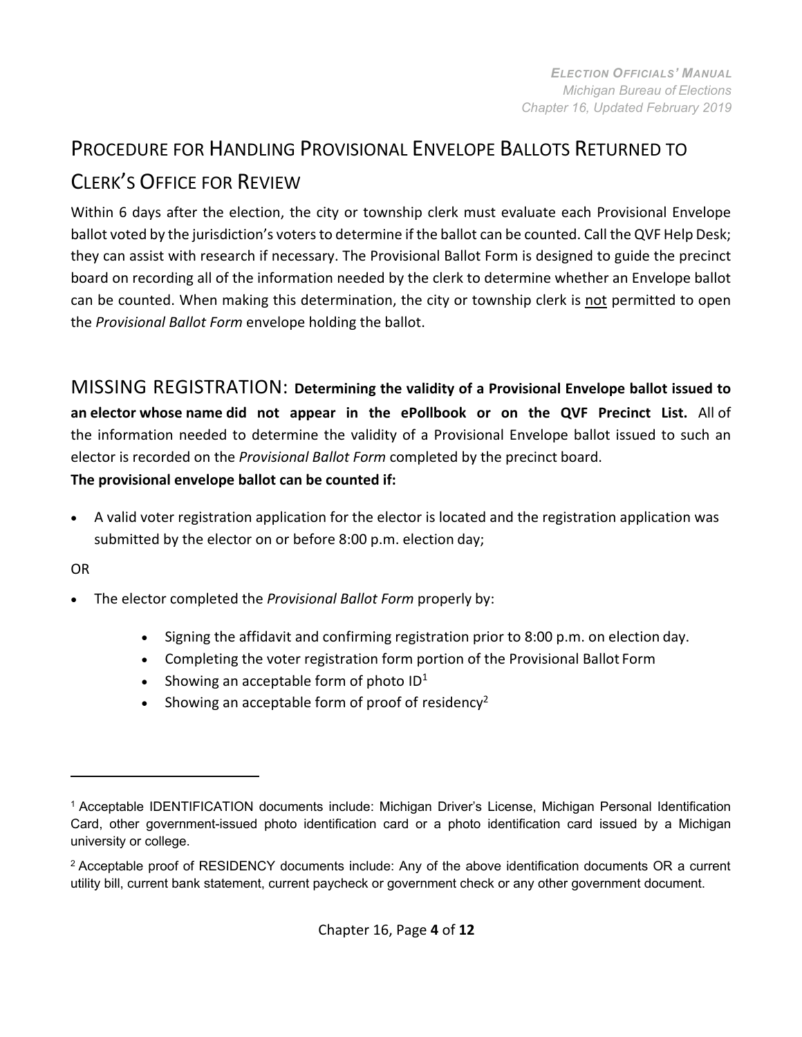## Procedure for Handling Provisional Envelope Ballots Returned to Clerk's Office for Review

Within 6 days after the election, the city or township clerk must evaluate each Provisional Envelope ballot voted by the jurisdiction's voters to determine if the ballot can be counted. Call the QVF Help Desk; they can assist with research if necessary. The Provisional Ballot Form is designed to guide the precinct board on recording all of the information needed by the clerk to determine whether an Envelope ballot can be counted. When making this determination, the city or township clerk is <u>not</u> permitted to open the *Provisional Ballot Form* envelope holding the ballot.

### MISSING REGISTRATION: **Determining the validity of a Provisional Envelope ballot issued to an elector whose name did not appear in the ePollbook or on the QVF Precinct List.**

All of the information needed to determine the validity of a Provisional Envelope ballot issued to such an elector is recorded on the *Provisional Ballot Form* completed by the precinct board.

**The provisional envelope ballot can be counted if:**

- A valid voter registration application for the elector is located and the registration application was submitted by the elector on or before 8:00 p.m. election day;

OR

- The elector completed the *Provisional Ballot Form* properly by:
  - Signing the affidavit and confirming registration prior to 8:00 p.m. on election day.
  - Completing the voter registration form portion of the Provisional Ballot Form
  - Showing an acceptable form of photo ID[1]
  - Showing an acceptable form of proof of residency[2]

---

[1] Acceptable IDENTIFICATION documents include: Michigan Driver's License, Michigan Personal Identification Card, other government-issued photo identification card or a photo identification card issued by a Michigan university or college.

[2] Acceptable proof of RESIDENCY documents include: Any of the above identification documents OR a current utility bill, current bank statement, current paycheck or government check or any other government document.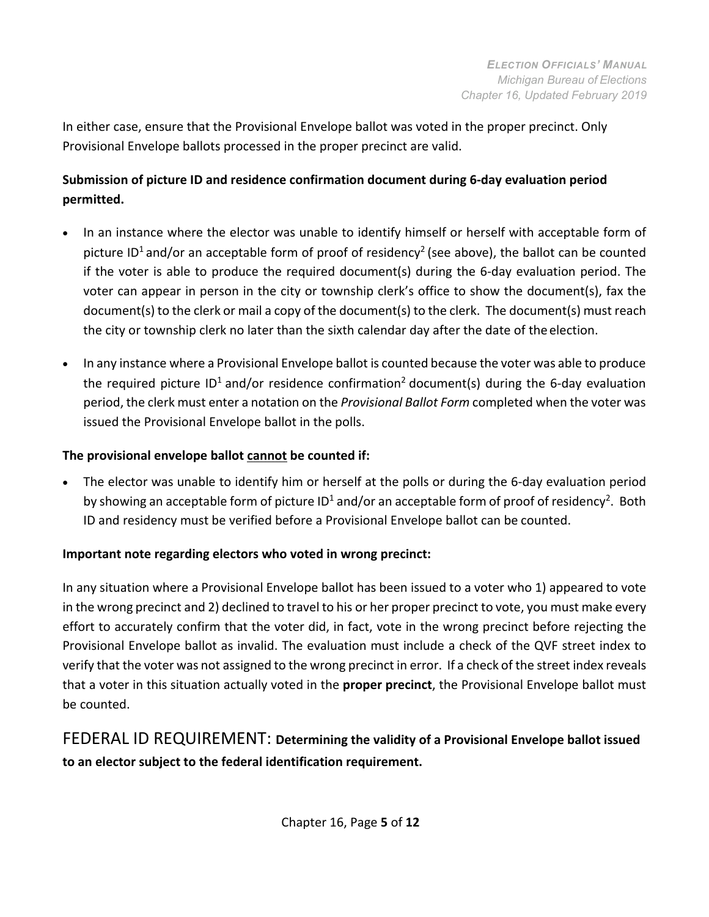In either case, ensure that the Provisional Envelope ballot was voted in the proper precinct. Only Provisional Envelope ballots processed in the proper precinct are valid.

**Submission of picture ID and residence confirmation document during 6-day evaluation period permitted.**

- In an instance where the elector was unable to identify himself or herself with acceptable form of picture ID[1] and/or an acceptable form of proof of residency[2] (see above), the ballot can be counted if the voter is able to produce the required document(s) during the 6-day evaluation period. The voter can appear in person in the city or township clerk's office to show the document(s), fax the document(s) to the clerk or mail a copy of the document(s) to the clerk. The document(s) must reach the city or township clerk no later than the sixth calendar day after the date of the election.
- In any instance where a Provisional Envelope ballot is counted because the voter was able to produce the required picture ID[1] and/or residence confirmation[2] document(s) during the 6-day evaluation period, the clerk must enter a notation on the *Provisional Ballot Form* completed when the voter was issued the Provisional Envelope ballot in the polls.

**The provisional envelope ballot <u>cannot</u> be counted if:**

- The elector was unable to identify him or herself at the polls or during the 6-day evaluation period by showing an acceptable form of picture ID[1] and/or an acceptable form of proof of residency[2]. Both ID and residency must be verified before a Provisional Envelope ballot can be counted.

**Important note regarding electors who voted in wrong precinct:**

In any situation where a Provisional Envelope ballot has been issued to a voter who 1) appeared to vote in the wrong precinct and 2) declined to travel to his or her proper precinct to vote, you must make every effort to accurately confirm that the voter did, in fact, vote in the wrong precinct before rejecting the Provisional Envelope ballot as invalid. The evaluation must include a check of the QVF street index to verify that the voter was not assigned to the wrong precinct in error. If a check of the street index reveals that a voter in this situation actually voted in the **proper precinct**, the Provisional Envelope ballot must be counted.

## FEDERAL ID REQUIREMENT: **Determining the validity of a Provisional Envelope ballot issued to an elector subject to the federal identification requirement.**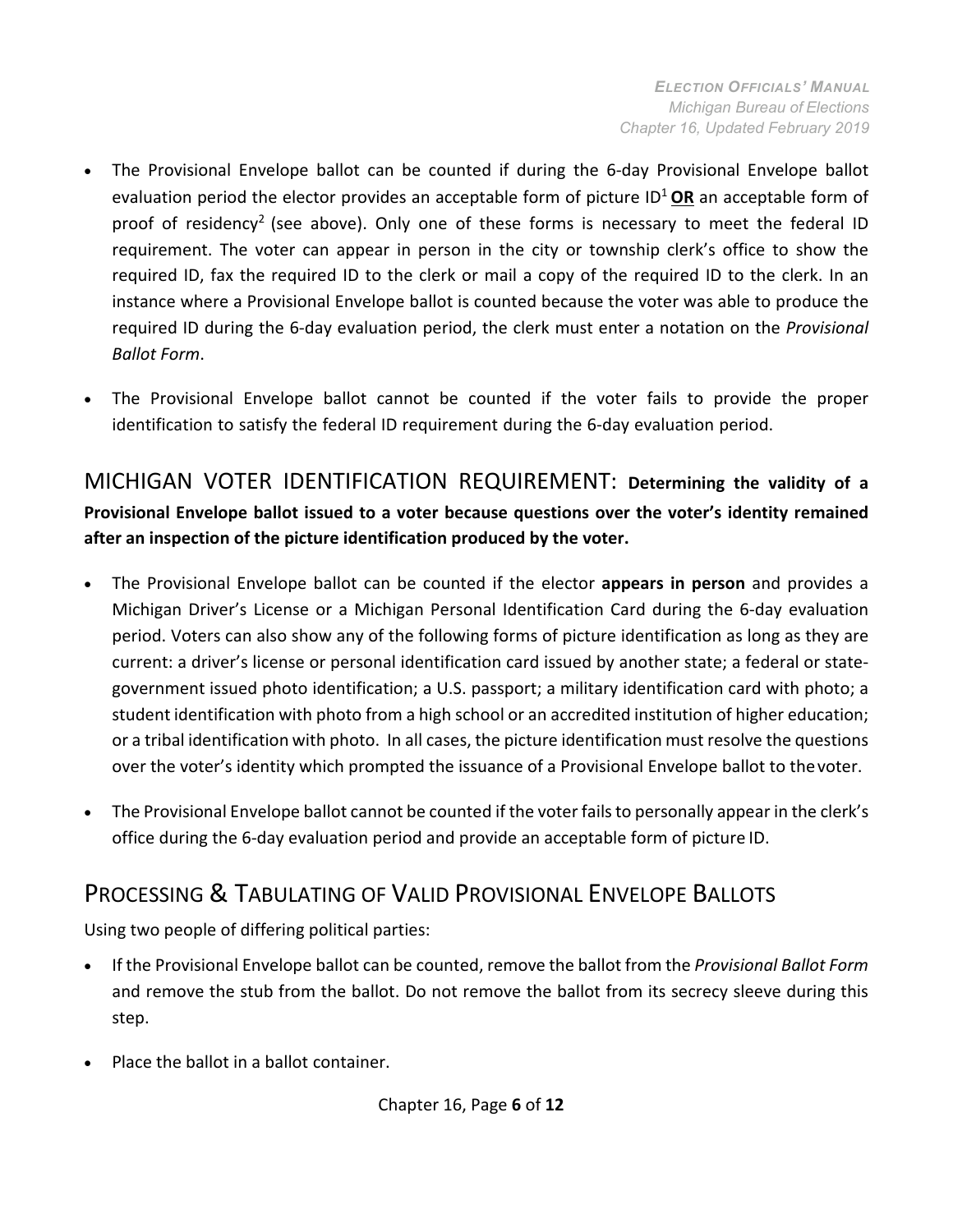- The Provisional Envelope ballot can be counted if during the 6-day Provisional Envelope ballot evaluation period the elector provides an acceptable form of picture ID[1] **OR** an acceptable form of proof of residency[2] (see above). Only one of these forms is necessary to meet the federal ID requirement. The voter can appear in person in the city or township clerk's office to show the required ID, fax the required ID to the clerk or mail a copy of the required ID to the clerk. In an instance where a Provisional Envelope ballot is counted because the voter was able to produce the required ID during the 6-day evaluation period, the clerk must enter a notation on the *Provisional Ballot Form*.
- The Provisional Envelope ballot cannot be counted if the voter fails to provide the proper identification to satisfy the federal ID requirement during the 6-day evaluation period.

## MICHIGAN VOTER IDENTIFICATION REQUIREMENT: **Determining the validity of a Provisional Envelope ballot issued to a voter because questions over the voter's identity remained after an inspection of the picture identification produced by the voter.**

- The Provisional Envelope ballot can be counted if the elector **appears in person** and provides a Michigan Driver's License or a Michigan Personal Identification Card during the 6-day evaluation period. Voters can also show any of the following forms of picture identification as long as they are current: a driver's license or personal identification card issued by another state; a federal or state-government issued photo identification; a U.S. passport; a military identification card with photo; a student identification with photo from a high school or an accredited institution of higher education; or a tribal identification with photo. In all cases, the picture identification must resolve the questions over the voter's identity which prompted the issuance of a Provisional Envelope ballot to the voter.
- The Provisional Envelope ballot cannot be counted if the voter fails to personally appear in the clerk's office during the 6-day evaluation period and provide an acceptable form of picture ID.

## PROCESSING & TABULATING OF VALID PROVISIONAL ENVELOPE BALLOTS

Using two people of differing political parties:

- If the Provisional Envelope ballot can be counted, remove the ballot from the *Provisional Ballot Form* and remove the stub from the ballot. Do not remove the ballot from its secrecy sleeve during this step.
- Place the ballot in a ballot container.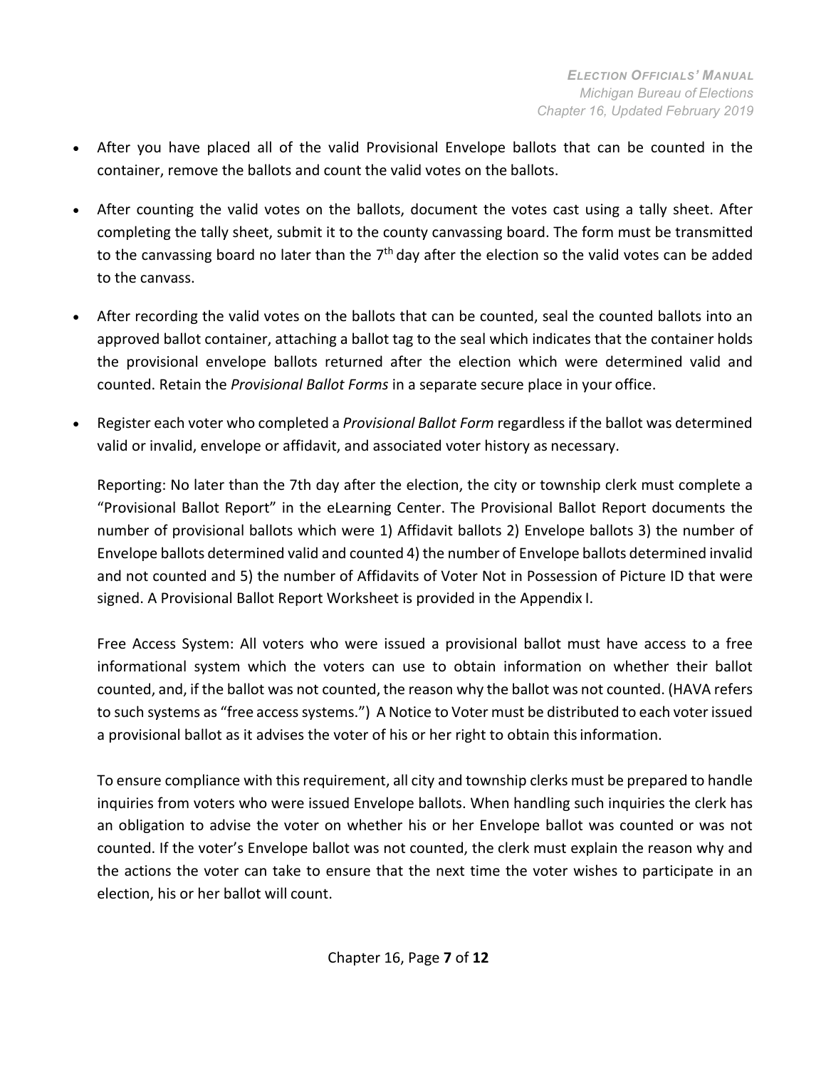- After you have placed all of the valid Provisional Envelope ballots that can be counted in the container, remove the ballots and count the valid votes on the ballots.

- After counting the valid votes on the ballots, document the votes cast using a tally sheet. After completing the tally sheet, submit it to the county canvassing board. The form must be transmitted to the canvassing board no later than the 7th day after the election so the valid votes can be added to the canvass.

- After recording the valid votes on the ballots that can be counted, seal the counted ballots into an approved ballot container, attaching a ballot tag to the seal which indicates that the container holds the provisional envelope ballots returned after the election which were determined valid and counted. Retain the *Provisional Ballot Forms* in a separate secure place in your office.

- Register each voter who completed a *Provisional Ballot Form* regardless if the ballot was determined valid or invalid, envelope or affidavit, and associated voter history as necessary.

  Reporting: No later than the 7th day after the election, the city or township clerk must complete a "Provisional Ballot Report" in the eLearning Center. The Provisional Ballot Report documents the number of provisional ballots which were 1) Affidavit ballots 2) Envelope ballots 3) the number of Envelope ballots determined valid and counted 4) the number of Envelope ballots determined invalid and not counted and 5) the number of Affidavits of Voter Not in Possession of Picture ID that were signed. A Provisional Ballot Report Worksheet is provided in the Appendix I.

  Free Access System: All voters who were issued a provisional ballot must have access to a free informational system which the voters can use to obtain information on whether their ballot counted, and, if the ballot was not counted, the reason why the ballot was not counted. (HAVA refers to such systems as "free access systems.") A Notice to Voter must be distributed to each voter issued a provisional ballot as it advises the voter of his or her right to obtain this information.

  To ensure compliance with this requirement, all city and township clerks must be prepared to handle inquiries from voters who were issued Envelope ballots. When handling such inquiries the clerk has an obligation to advise the voter on whether his or her Envelope ballot was counted or was not counted. If the voter's Envelope ballot was not counted, the clerk must explain the reason why and the actions the voter can take to ensure that the next time the voter wishes to participate in an election, his or her ballot will count.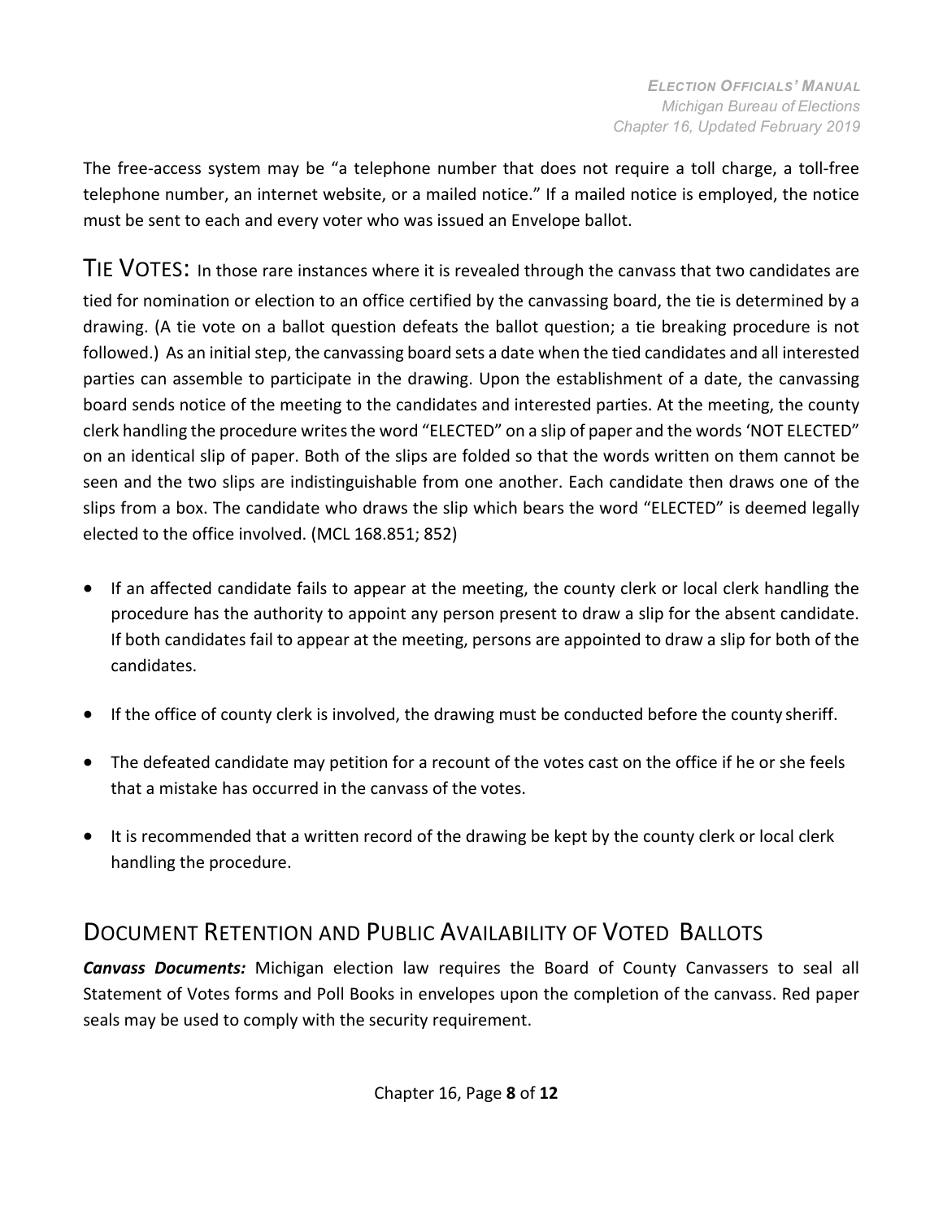The free-access system may be "a telephone number that does not require a toll charge, a toll-free telephone number, an internet website, or a mailed notice." If a mailed notice is employed, the notice must be sent to each and every voter who was issued an Envelope ballot.

## TIE VOTES:

In those rare instances where it is revealed through the canvass that two candidates are tied for nomination or election to an office certified by the canvassing board, the tie is determined by a drawing. (A tie vote on a ballot question defeats the ballot question; a tie breaking procedure is not followed.) As an initial step, the canvassing board sets a date when the tied candidates and all interested parties can assemble to participate in the drawing. Upon the establishment of a date, the canvassing board sends notice of the meeting to the candidates and interested parties. At the meeting, the county clerk handling the procedure writes the word "ELECTED" on a slip of paper and the words 'NOT ELECTED" on an identical slip of paper. Both of the slips are folded so that the words written on them cannot be seen and the two slips are indistinguishable from one another. Each candidate then draws one of the slips from a box. The candidate who draws the slip which bears the word "ELECTED" is deemed legally elected to the office involved. (MCL 168.851; 852)

- If an affected candidate fails to appear at the meeting, the county clerk or local clerk handling the procedure has the authority to appoint any person present to draw a slip for the absent candidate. If both candidates fail to appear at the meeting, persons are appointed to draw a slip for both of the candidates.
- If the office of county clerk is involved, the drawing must be conducted before the county sheriff.
- The defeated candidate may petition for a recount of the votes cast on the office if he or she feels that a mistake has occurred in the canvass of the votes.
- It is recommended that a written record of the drawing be kept by the county clerk or local clerk handling the procedure.

## DOCUMENT RETENTION AND PUBLIC AVAILABILITY OF VOTED BALLOTS

***Canvass Documents:*** Michigan election law requires the Board of County Canvassers to seal all Statement of Votes forms and Poll Books in envelopes upon the completion of the canvass. Red paper seals may be used to comply with the security requirement.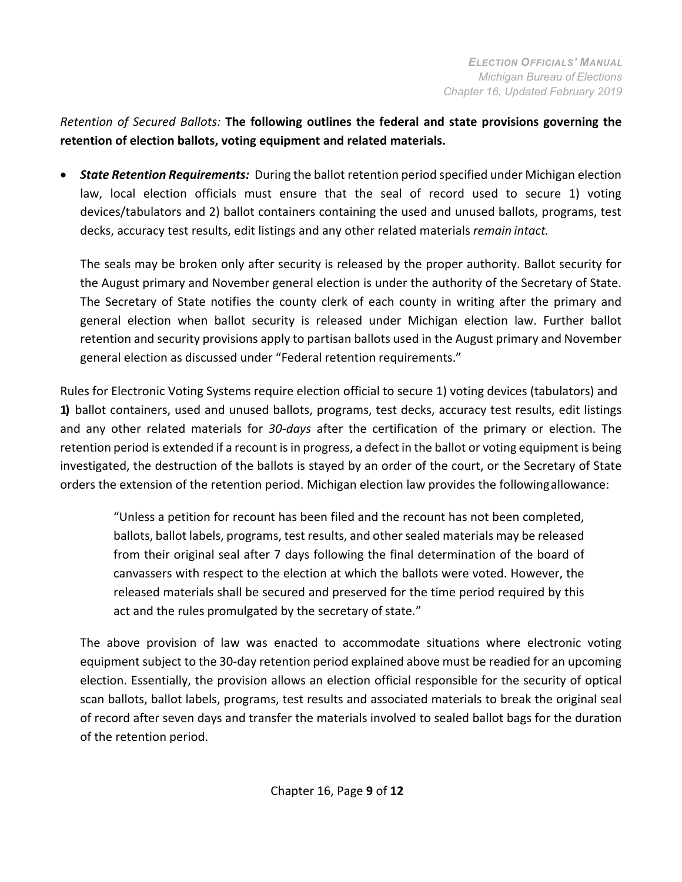*Retention of Secured Ballots:* **The following outlines the federal and state provisions governing the retention of election ballots, voting equipment and related materials.**

- ***State Retention Requirements:*** During the ballot retention period specified under Michigan election law, local election officials must ensure that the seal of record used to secure 1) voting devices/tabulators and 2) ballot containers containing the used and unused ballots, programs, test decks, accuracy test results, edit listings and any other related materials *remain intact.*

  The seals may be broken only after security is released by the proper authority. Ballot security for the August primary and November general election is under the authority of the Secretary of State. The Secretary of State notifies the county clerk of each county in writing after the primary and general election when ballot security is released under Michigan election law. Further ballot retention and security provisions apply to partisan ballots used in the August primary and November general election as discussed under "Federal retention requirements."

Rules for Electronic Voting Systems require election official to secure 1) voting devices (tabulators) and **1)** ballot containers, used and unused ballots, programs, test decks, accuracy test results, edit listings and any other related materials for *30-days* after the certification of the primary or election. The retention period is extended if a recount is in progress, a defect in the ballot or voting equipment is being investigated, the destruction of the ballots is stayed by an order of the court, or the Secretary of State orders the extension of the retention period. Michigan election law provides the following allowance:

> "Unless a petition for recount has been filed and the recount has not been completed, ballots, ballot labels, programs, test results, and other sealed materials may be released from their original seal after 7 days following the final determination of the board of canvassers with respect to the election at which the ballots were voted. However, the released materials shall be secured and preserved for the time period required by this act and the rules promulgated by the secretary of state."

The above provision of law was enacted to accommodate situations where electronic voting equipment subject to the 30-day retention period explained above must be readied for an upcoming election. Essentially, the provision allows an election official responsible for the security of optical scan ballots, ballot labels, programs, test results and associated materials to break the original seal of record after seven days and transfer the materials involved to sealed ballot bags for the duration of the retention period.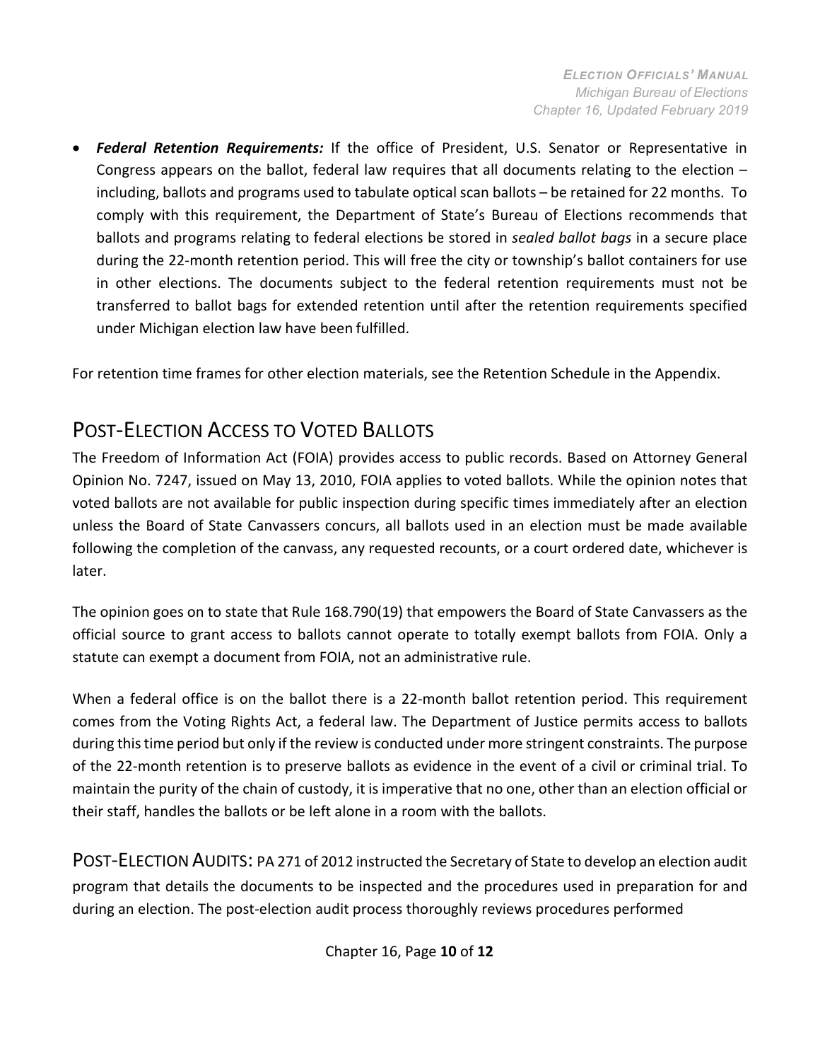- ***Federal Retention Requirements:*** If the office of President, U.S. Senator or Representative in Congress appears on the ballot, federal law requires that all documents relating to the election – including, ballots and programs used to tabulate optical scan ballots – be retained for 22 months. To comply with this requirement, the Department of State's Bureau of Elections recommends that ballots and programs relating to federal elections be stored in *sealed ballot bags* in a secure place during the 22-month retention period. This will free the city or township's ballot containers for use in other elections. The documents subject to the federal retention requirements must not be transferred to ballot bags for extended retention until after the retention requirements specified under Michigan election law have been fulfilled.

For retention time frames for other election materials, see the Retention Schedule in the Appendix.

## POST-ELECTION ACCESS TO VOTED BALLOTS

The Freedom of Information Act (FOIA) provides access to public records. Based on Attorney General Opinion No. 7247, issued on May 13, 2010, FOIA applies to voted ballots. While the opinion notes that voted ballots are not available for public inspection during specific times immediately after an election unless the Board of State Canvassers concurs, all ballots used in an election must be made available following the completion of the canvass, any requested recounts, or a court ordered date, whichever is later.

The opinion goes on to state that Rule 168.790(19) that empowers the Board of State Canvassers as the official source to grant access to ballots cannot operate to totally exempt ballots from FOIA. Only a statute can exempt a document from FOIA, not an administrative rule.

When a federal office is on the ballot there is a 22-month ballot retention period. This requirement comes from the Voting Rights Act, a federal law. The Department of Justice permits access to ballots during this time period but only if the review is conducted under more stringent constraints. The purpose of the 22-month retention is to preserve ballots as evidence in the event of a civil or criminal trial. To maintain the purity of the chain of custody, it is imperative that no one, other than an election official or their staff, handles the ballots or be left alone in a room with the ballots.

POST-ELECTION AUDITS: PA 271 of 2012 instructed the Secretary of State to develop an election audit program that details the documents to be inspected and the procedures used in preparation for and during an election. The post-election audit process thoroughly reviews procedures performed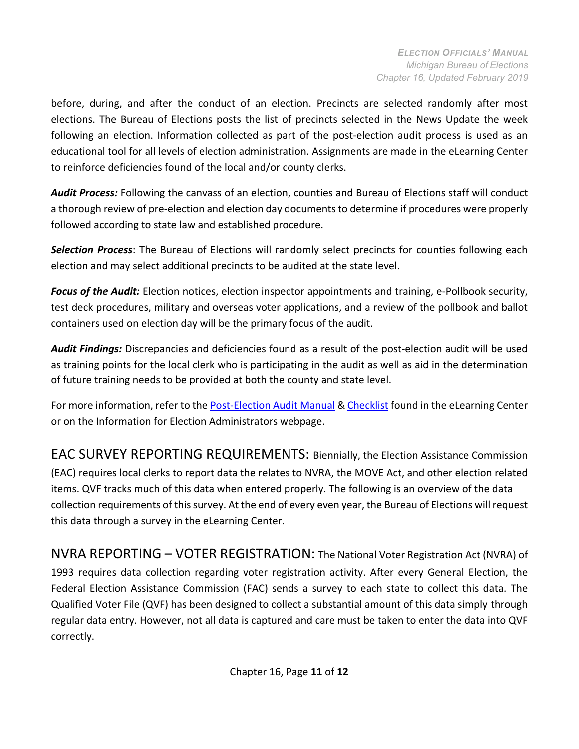before, during, and after the conduct of an election. Precincts are selected randomly after most elections. The Bureau of Elections posts the list of precincts selected in the News Update the week following an election. Information collected as part of the post-election audit process is used as an educational tool for all levels of election administration. Assignments are made in the eLearning Center to reinforce deficiencies found of the local and/or county clerks.

***Audit Process:*** Following the canvass of an election, counties and Bureau of Elections staff will conduct a thorough review of pre-election and election day documents to determine if procedures were properly followed according to state law and established procedure.

***Selection Process***: The Bureau of Elections will randomly select precincts for counties following each election and may select additional precincts to be audited at the state level.

***Focus of the Audit:*** Election notices, election inspector appointments and training, e-Pollbook security, test deck procedures, military and overseas voter applications, and a review of the pollbook and ballot containers used on election day will be the primary focus of the audit.

***Audit Findings:*** Discrepancies and deficiencies found as a result of the post-election audit will be used as training points for the local clerk who is participating in the audit as well as aid in the determination of future training needs to be provided at both the county and state level.

For more information, refer to the Post-Election Audit Manual & Checklist found in the eLearning Center or on the Information for Election Administrators webpage.

## EAC SURVEY REPORTING REQUIREMENTS:

Biennially, the Election Assistance Commission (EAC) requires local clerks to report data the relates to NVRA, the MOVE Act, and other election related items. QVF tracks much of this data when entered properly. The following is an overview of the data collection requirements of this survey. At the end of every even year, the Bureau of Elections will request this data through a survey in the eLearning Center.

## NVRA REPORTING – VOTER REGISTRATION:

The National Voter Registration Act (NVRA) of 1993 requires data collection regarding voter registration activity. After every General Election, the Federal Election Assistance Commission (FAC) sends a survey to each state to collect this data. The Qualified Voter File (QVF) has been designed to collect a substantial amount of this data simply through regular data entry. However, not all data is captured and care must be taken to enter the data into QVF correctly.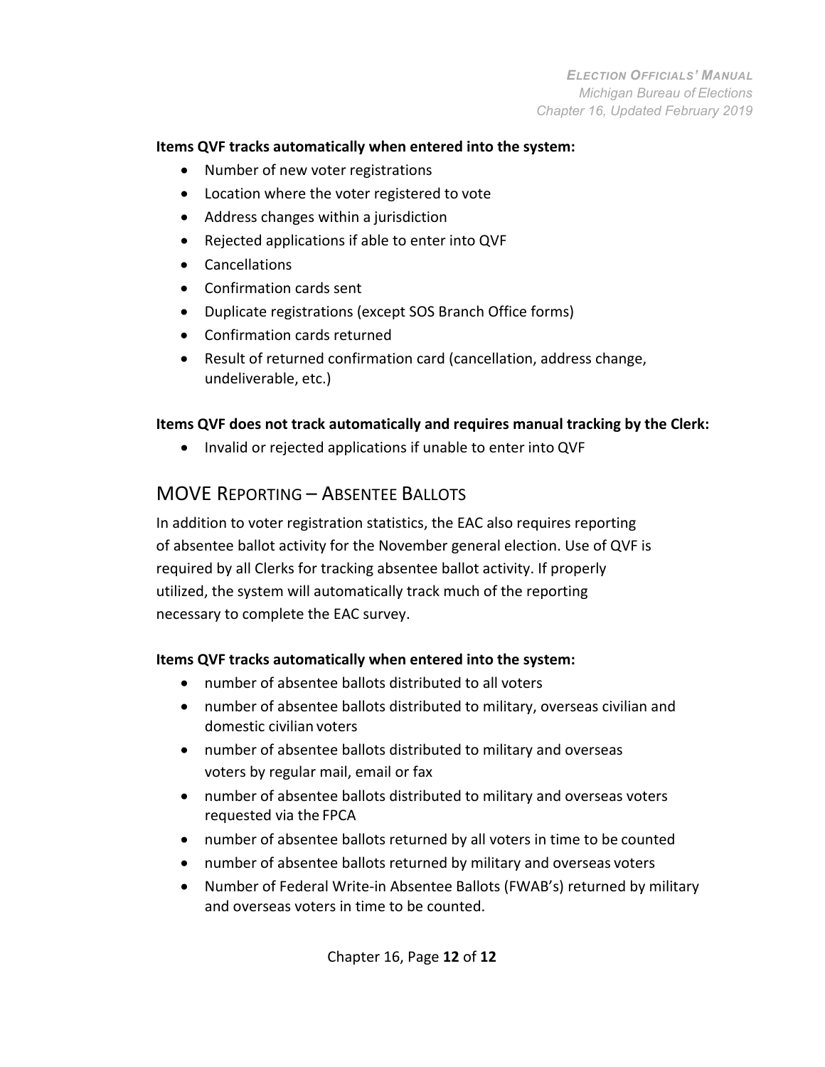**Items QVF tracks automatically when entered into the system:**

- Number of new voter registrations
- Location where the voter registered to vote
- Address changes within a jurisdiction
- Rejected applications if able to enter into QVF
- Cancellations
- Confirmation cards sent
- Duplicate registrations (except SOS Branch Office forms)
- Confirmation cards returned
- Result of returned confirmation card (cancellation, address change, undeliverable, etc.)

**Items QVF does not track automatically and requires manual tracking by the Clerk:**

- Invalid or rejected applications if unable to enter into QVF

## MOVE Reporting – Absentee Ballots

In addition to voter registration statistics, the EAC also requires reporting of absentee ballot activity for the November general election. Use of QVF is required by all Clerks for tracking absentee ballot activity. If properly utilized, the system will automatically track much of the reporting necessary to complete the EAC survey.

**Items QVF tracks automatically when entered into the system:**

- number of absentee ballots distributed to all voters
- number of absentee ballots distributed to military, overseas civilian and domestic civilian voters
- number of absentee ballots distributed to military and overseas voters by regular mail, email or fax
- number of absentee ballots distributed to military and overseas voters requested via the FPCA
- number of absentee ballots returned by all voters in time to be counted
- number of absentee ballots returned by military and overseas voters
- Number of Federal Write-in Absentee Ballots (FWAB's) returned by military and overseas voters in time to be counted.